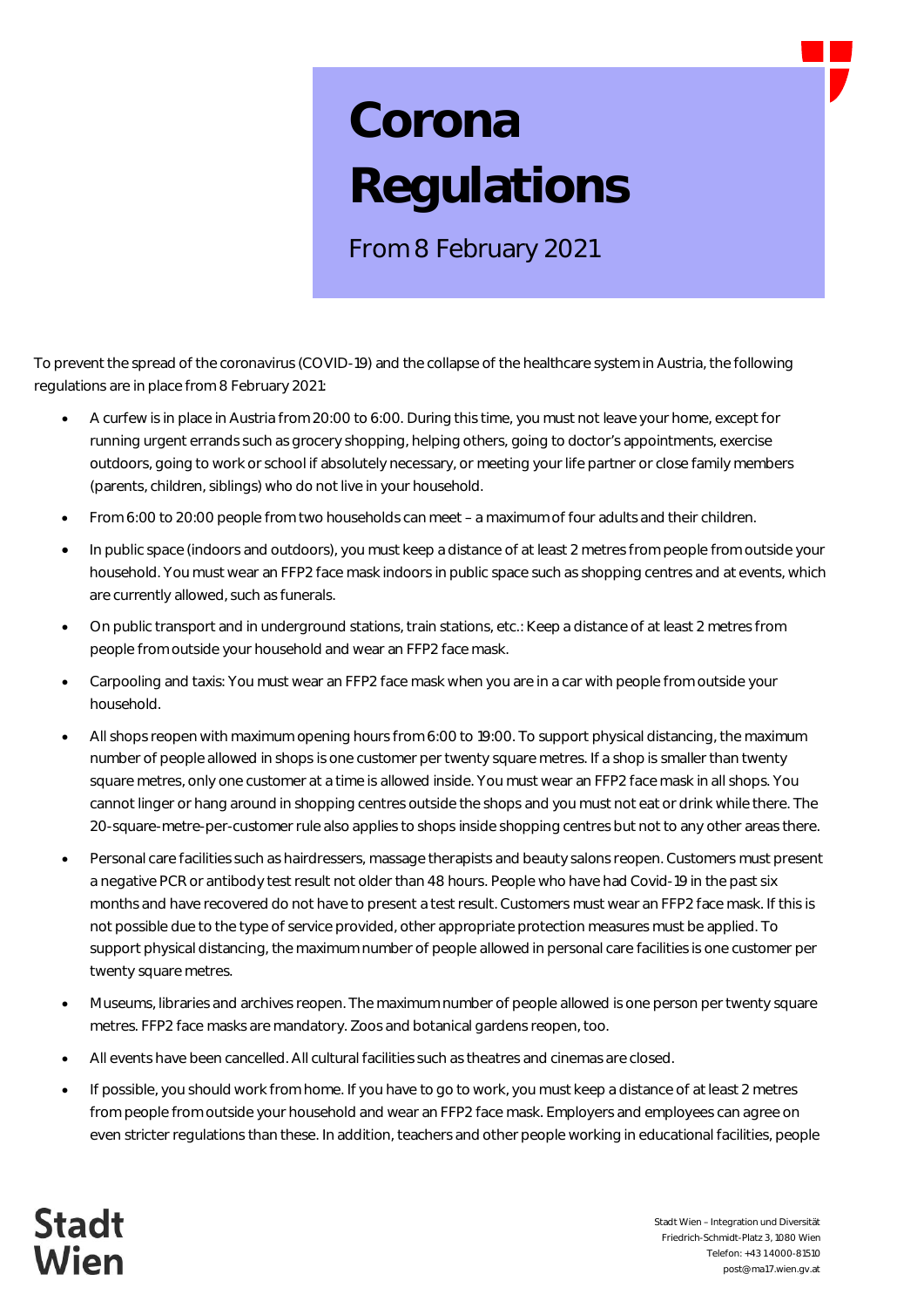# Corona Regulations

From 8 February 2021

To prevent the spread of the coronavirus (COVID-19) and the collapse of the healthcare system in Austria, the following regulations are in place from 8 February 2021:

- A curfew is in place in Austria from 20:00 to 6:00. During this time, you must not leave your home, except for running urgent errands such as grocery shopping, helping others, going to doctor's appointments, exercise outdoors, going to work or school if absolutely necessary, or meeting your life partner or close family members (parents, children, siblings) who do not live in your household.
- From 6:00 to 20:00 people from two households can meet – a maximum of four adults and their children.
- In public space (indoors and outdoors), you must keep a distance of at least 2 metres from people from outside your household. You must wear an FFP2 face mask indoors in public space such as shopping centres and at events, which are currently allowed, such as funerals.
- On public transport and in underground stations, train stations, etc.: Keep a distance of at least 2 metres from people from outside your household and wear an FFP2 face mask.
- Carpooling and taxis: You must wear an FFP2 face mask when you are in a car with people from outside your household.
- All shops reopen with maximum opening hours from 6:00 to 19:00. To support physical distancing, the maximum number of people allowed in shops is one customer per twenty square metres. If a shop is smaller than twenty square metres, only one customer at a time is allowed inside. You must wear an FFP2 face mask in all shops. You cannot linger or hang around in shopping centres outside the shops and you must not eat or drink while there. The 20-square-metre-per-customer rule also applies to shops inside shopping centres but not to any other areas there.
- Personal care facilities such as hairdressers, massage therapists and beauty salons reopen. Customers must present a negative PCR or antibody test result not older than 48 hours. People who have had Covid-19 in the past six months and have recovered do not have to present a test result. Customers must wear an FFP2 face mask. If this is not possible due to the type of service provided, other appropriate protection measures must be applied. To support physical distancing, the maximum number of people allowed in personal care facilities is one customer per twenty square metres.
- Museums, libraries and archives reopen. The maximum number of people allowed is one person per twenty square metres. FFP2 face masks are mandatory. Zoos and botanical gardens reopen, too.
- All events have been cancelled. All cultural facilities such as theatres and cinemas are closed.
- If possible, you should work from home. If you have to go to work, you must keep a distance of at least 2 metres from people from outside your household and wear an FFP2 face mask. Employers and employees can agree on even stricter regulations than these. In addition, teachers and other people working in educational facilities, people

Stadt Wien

Stadt Wien – Integration und Diversität
Friedrich-Schmidt-Platz 3, 1080 Wien
Telefon: +43 14000-81510
post@ma17.wien.gv.at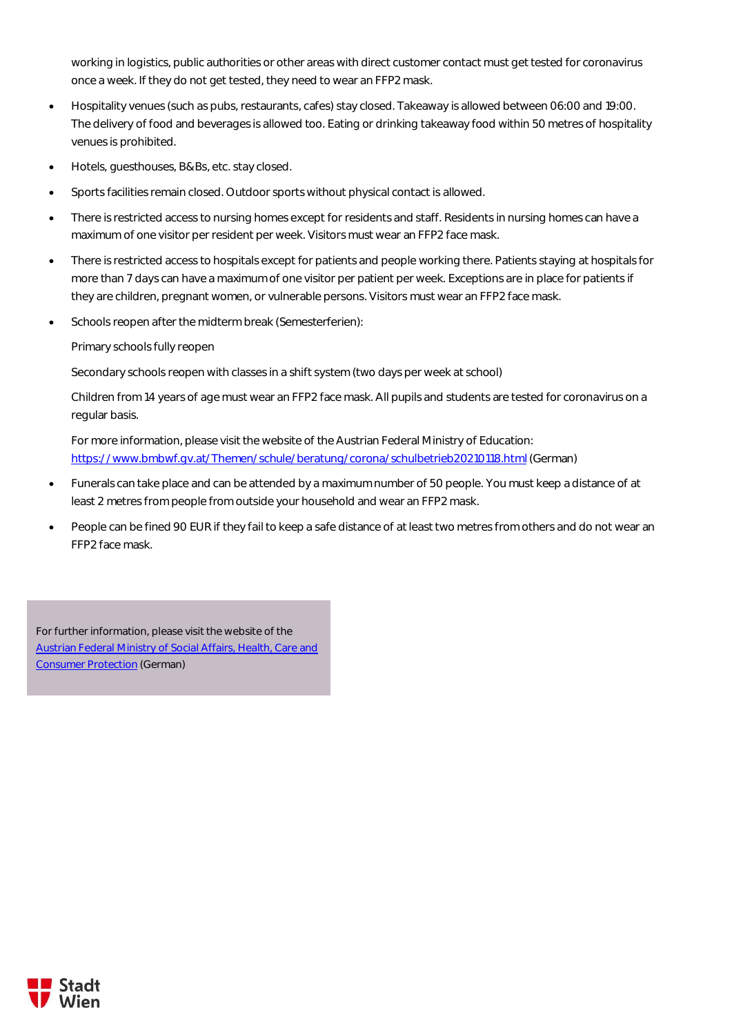working in logistics, public authorities or other areas with direct customer contact must get tested for coronavirus once a week. If they do not get tested, they need to wear an FFP2 mask.

- Hospitality venues (such as pubs, restaurants, cafes) stay closed. Takeaway is allowed between 06:00 and 19:00. The delivery of food and beverages is allowed too. Eating or drinking takeaway food within 50 metres of hospitality venues is prohibited.
- Hotels, guesthouses, B&Bs, etc. stay closed.
- Sports facilities remain closed. Outdoor sports without physical contact is allowed.
- There is restricted access to nursing homes except for residents and staff. Residents in nursing homes can have a maximum of one visitor per resident per week. Visitors must wear an FFP2 face mask.
- There is restricted access to hospitals except for patients and people working there. Patients staying at hospitals for more than 7 days can have a maximum of one visitor per patient per week. Exceptions are in place for patients if they are children, pregnant women, or vulnerable persons. Visitors must wear an FFP2 face mask.
- Schools reopen after the midterm break (Semesterferien):

  Primary schools fully reopen

  Secondary schools reopen with classes in a shift system (two days per week at school)

  Children from 14 years of age must wear an FFP2 face mask. All pupils and students are tested for coronavirus on a regular basis.

  For more information, please visit the website of the Austrian Federal Ministry of Education: [https://www.bmbwf.gv.at/Themen/schule/beratung/corona/schulbetrieb20210118.html](https://www.bmbwf.gv.at/Themen/schule/beratung/corona/schulbetrieb20210118.html) (German)
- Funerals can take place and can be attended by a maximum number of 50 people. You must keep a distance of at least 2 metres from people from outside your household and wear an FFP2 mask.
- People can be fined 90 EUR if they fail to keep a safe distance of at least two metres from others and do not wear an FFP2 face mask.

For further information, please visit the website of the Austrian Federal Ministry of Social Affairs, Health, Care and Consumer Protection (German)